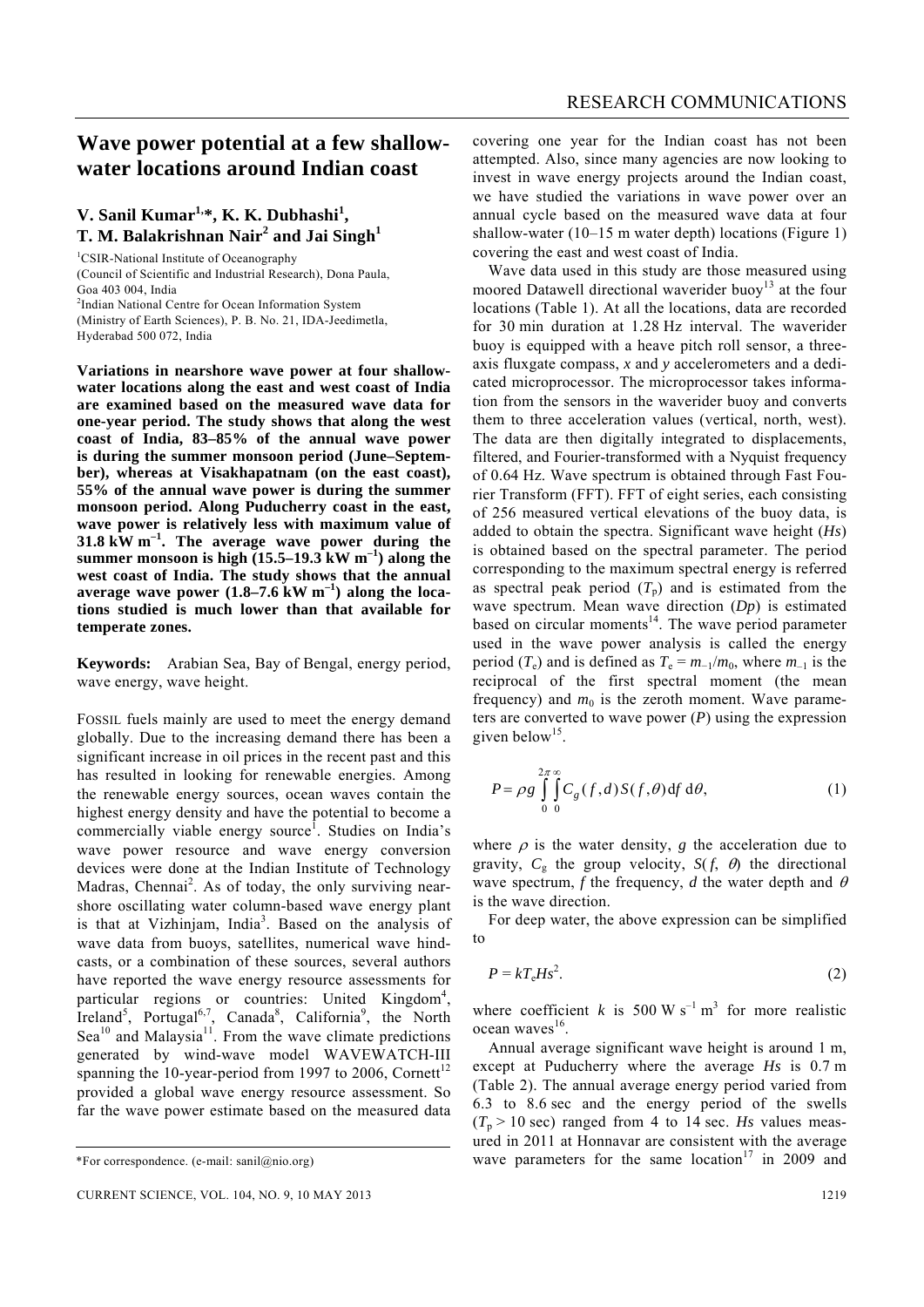# Wave power potential at a few shallow-water locations around Indian coast

**V. Sanil Kumar[1,*], K. K. Dubhashi[1], T. M. Balakrishnan Nair[2] and Jai Singh[1]**

[1]CSIR-National Institute of Oceanography (Council of Scientific and Industrial Research), Dona Paula, Goa 403 004, India

[2]Indian National Centre for Ocean Information System (Ministry of Earth Sciences), P. B. No. 21, IDA-Jeedimetla, Hyderabad 500 072, India

**Variations in nearshore wave power at four shallow-water locations along the east and west coast of India are examined based on the measured wave data for one-year period. The study shows that along the west coast of India, 83–85% of the annual wave power is during the summer monsoon period (June–September), whereas at Visakhapatnam (on the east coast), 55% of the annual wave power is during the summer monsoon period. Along Puducherry coast in the east, wave power is relatively less with maximum value of 31.8 kW m$^{-1}$. The average wave power during the summer monsoon is high (15.5–19.3 kW m$^{-1}$) along the west coast of India. The study shows that the annual average wave power (1.8–7.6 kW m$^{-1}$) along the locations studied is much lower than that available for temperate zones.**

**Keywords:** Arabian Sea, Bay of Bengal, energy period, wave energy, wave height.

FOSSIL fuels mainly are used to meet the energy demand globally. Due to the increasing demand there has been a significant increase in oil prices in the recent past and this has resulted in looking for renewable energies. Among the renewable energy sources, ocean waves contain the highest energy density and have the potential to become a commercially viable energy source[1]. Studies on India's wave power resource and wave energy conversion devices were done at the Indian Institute of Technology Madras, Chennai[2]. As of today, the only surviving nearshore oscillating water column-based wave energy plant is that at Vizhinjam, India[3]. Based on the analysis of wave data from buoys, satellites, numerical wave hindcasts, or a combination of these sources, several authors have reported the wave energy resource assessments for particular regions or countries: United Kingdom[4], Ireland[5], Portugal[6,7], Canada[8], California[9], the North Sea[10] and Malaysia[11]. From the wave climate predictions generated by wind-wave model WAVEWATCH-III spanning the 10-year-period from 1997 to 2006, Cornett[12] provided a global wave energy resource assessment. So far the wave power estimate based on the measured data covering one year for the Indian coast has not been attempted. Also, since many agencies are now looking to invest in wave energy projects around the Indian coast, we have studied the variations in wave power over an annual cycle based on the measured wave data at four shallow-water (10–15 m water depth) locations (Figure 1) covering the east and west coast of India.

Wave data used in this study are those measured using moored Datawell directional waverider buoy[13] at the four locations (Table 1). At all the locations, data are recorded for 30 min duration at 1.28 Hz interval. The waverider buoy is equipped with a heave pitch roll sensor, a three-axis fluxgate compass, *x* and *y* accelerometers and a dedicated microprocessor. The microprocessor takes information from the sensors in the waverider buoy and converts them to three acceleration values (vertical, north, west). The data are then digitally integrated to displacements, filtered, and Fourier-transformed with a Nyquist frequency of 0.64 Hz. Wave spectrum is obtained through Fast Fourier Transform (FFT). FFT of eight series, each consisting of 256 measured vertical elevations of the buoy data, is added to obtain the spectra. Significant wave height (*Hs*) is obtained based on the spectral parameter. The period corresponding to the maximum spectral energy is referred as spectral peak period ($T_p$) and is estimated from the wave spectrum. Mean wave direction (*Dp*) is estimated based on circular moments[14]. The wave period parameter used in the wave power analysis is called the energy period ($T_e$) and is defined as $T_e = m_{-1}/m_0$, where $m_{-1}$ is the reciprocal of the first spectral moment (the mean frequency) and $m_0$ is the zeroth moment. Wave parameters are converted to wave power ($P$) using the expression given below[15].

$$P = \rho g \int_0^{2\pi}\int_0^{\infty} C_g(f,d)\,S(f,\theta)\,\mathrm{d}f\,\mathrm{d}\theta, \tag{1}$$

where $\rho$ is the water density, $g$ the acceleration due to gravity, $C_g$ the group velocity, $S(f, \theta)$ the directional wave spectrum, $f$ the frequency, $d$ the water depth and $\theta$ is the wave direction.

For deep water, the above expression can be simplified to

$$P = kT_eHs^2. \tag{2}$$

where coefficient $k$ is 500 W s$^{-1}$ m$^3$ for more realistic ocean waves[16].

Annual average significant wave height is around 1 m, except at Puducherry where the average *Hs* is 0.7 m (Table 2). The annual average energy period varied from 6.3 to 8.6 sec and the energy period of the swells ($T_p > 10$ sec) ranged from 4 to 14 sec. *Hs* values measured in 2011 at Honnavar are consistent with the average wave parameters for the same location[17] in 2009 and

*For correspondence. (e-mail: sanil@nio.org)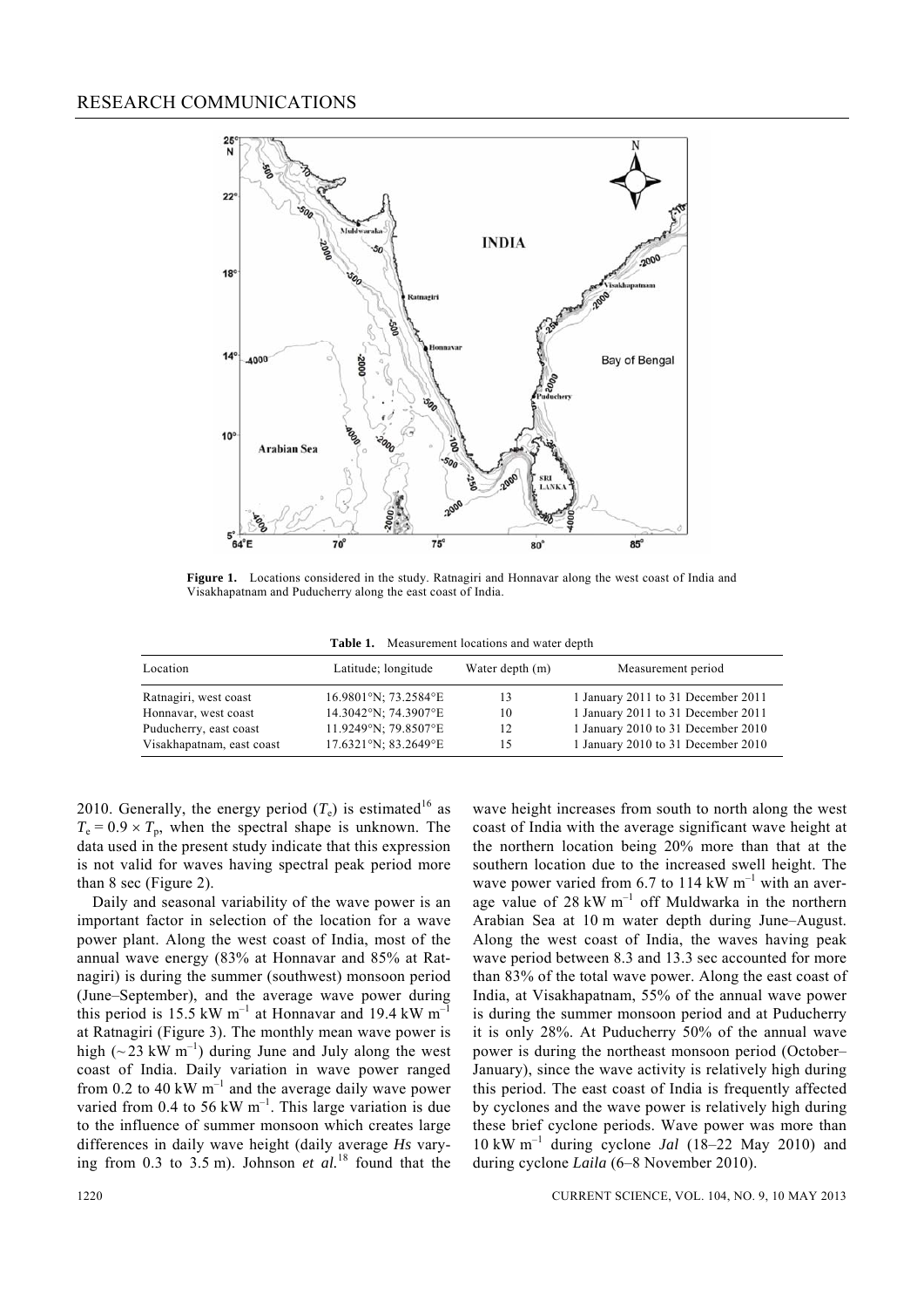**Figure 1.** Locations considered in the study. Ratnagiri and Honnavar along the west coast of India and Visakhapatnam and Puducherry along the east coast of India.

**Table 1.** Measurement locations and water depth

| Location | Latitude; longitude | Water depth (m) | Measurement period |
|---|---|---|---|
| Ratnagiri, west coast | 16.9801°N; 73.2584°E | 13 | 1 January 2011 to 31 December 2011 |
| Honnavar, west coast | 14.3042°N; 74.3907°E | 10 | 1 January 2011 to 31 December 2011 |
| Puducherry, east coast | 11.9249°N; 79.8507°E | 12 | 1 January 2010 to 31 December 2010 |
| Visakhapatnam, east coast | 17.6321°N; 83.2649°E | 15 | 1 January 2010 to 31 December 2010 |

2010. Generally, the energy period ($T_e$) is estimated[16] as $T_e = 0.9 \times T_p$, when the spectral shape is unknown. The data used in the present study indicate that this expression is not valid for waves having spectral peak period more than 8 sec (Figure 2).

Daily and seasonal variability of the wave power is an important factor in selection of the location for a wave power plant. Along the west coast of India, most of the annual wave energy (83% at Honnavar and 85% at Ratnagiri) is during the summer (southwest) monsoon period (June–September), and the average wave power during this period is 15.5 kW $m^{-1}$ at Honnavar and 19.4 kW $m^{-1}$ at Ratnagiri (Figure 3). The monthly mean wave power is high (~23 kW $m^{-1}$) during June and July along the west coast of India. Daily variation in wave power ranged from 0.2 to 40 kW $m^{-1}$ and the average daily wave power varied from 0.4 to 56 kW $m^{-1}$. This large variation is due to the influence of summer monsoon which creates large differences in daily wave height (daily average *Hs* varying from 0.3 to 3.5 m). Johnson *et al.*[18] found that the wave height increases from south to north along the west coast of India with the average significant wave height at the northern location being 20% more than that at the southern location due to the increased swell height. The wave power varied from 6.7 to 114 kW $m^{-1}$ with an average value of 28 kW $m^{-1}$ off Muldwarka in the northern Arabian Sea at 10 m water depth during June–August. Along the west coast of India, the waves having peak wave period between 8.3 and 13.3 sec accounted for more than 83% of the total wave power. Along the east coast of India, at Visakhapatnam, 55% of the annual wave power is during the summer monsoon period and at Puducherry it is only 28%. At Puducherry 50% of the annual wave power is during the northeast monsoon period (October–January), since the wave activity is relatively high during this period. The east coast of India is frequently affected by cyclones and the wave power is relatively high during these brief cyclone periods. Wave power was more than 10 kW $m^{-1}$ during cyclone *Jal* (18–22 May 2010) and during cyclone *Laila* (6–8 November 2010).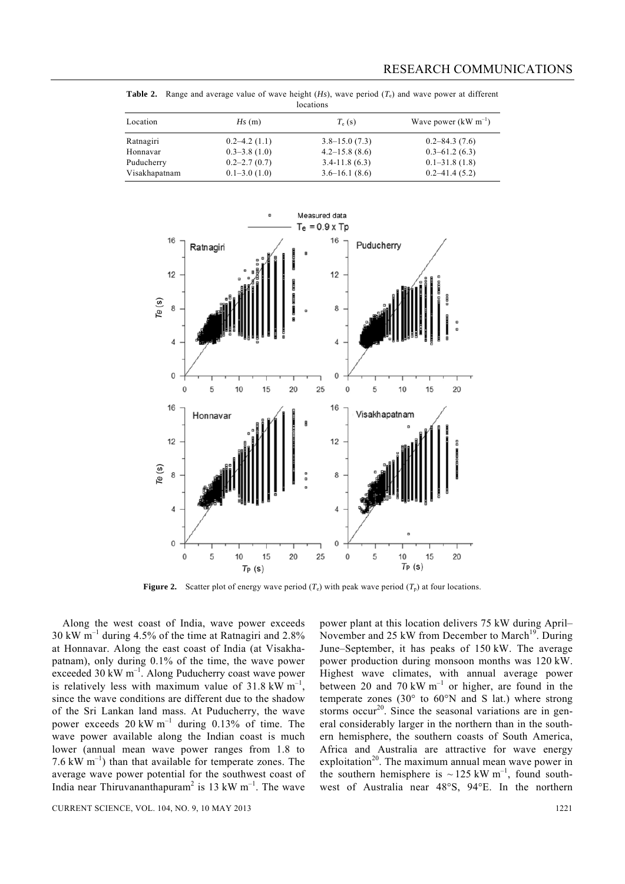**Table 2.** Range and average value of wave height ($Hs$), wave period ($T_e$) and wave power at different locations

| Location | $Hs$ (m) | $T_e$ (s) | Wave power (kW m$^{-1}$) |
|---|---|---|---|
| Ratnagiri | 0.2–4.2 (1.1) | 3.8–15.0 (7.3) | 0.2–84.3 (7.6) |
| Honnavar | 0.3–3.8 (1.0) | 4.2–15.8 (8.6) | 0.3–61.2 (6.3) |
| Puducherry | 0.2–2.7 (0.7) | 3.4-11.8 (6.3) | 0.1–31.8 (1.8) |
| Visakhapatnam | 0.1–3.0 (1.0) | 3.6–16.1 (8.6) | 0.2–41.4 (5.2) |

**Figure 2.** Scatter plot of energy wave period ($T_e$) with peak wave period ($T_p$) at four locations.

Along the west coast of India, wave power exceeds 30 kW m$^{-1}$ during 4.5% of the time at Ratnagiri and 2.8% at Honnavar. Along the east coast of India (at Visakhapatnam), only during 0.1% of the time, the wave power exceeded 30 kW m$^{-1}$. Along Puducherry coast wave power is relatively less with maximum value of 31.8 kW m$^{-1}$, since the wave conditions are different due to the shadow of the Sri Lankan land mass. At Puducherry, the wave power exceeds 20 kW m$^{-1}$ during 0.13% of time. The wave power available along the Indian coast is much lower (annual mean wave power ranges from 1.8 to 7.6 kW m$^{-1}$) than that available for temperate zones. The average wave power potential for the southwest coast of India near Thiruvananthapuram[2] is 13 kW m$^{-1}$. The wave power plant at this location delivers 75 kW during April–November and 25 kW from December to March[19]. During June–September, it has peaks of 150 kW. The average power production during monsoon months was 120 kW. Highest wave climates, with annual average power between 20 and 70 kW m$^{-1}$ or higher, are found in the temperate zones (30° to 60°N and S lat.) where strong storms occur[20]. Since the seasonal variations are in general considerably larger in the northern than in the southern hemisphere, the southern coasts of South America, Africa and Australia are attractive for wave energy exploitation[20]. The maximum annual mean wave power in the southern hemisphere is ~125 kW m$^{-1}$, found southwest of Australia near 48°S, 94°E. In the northern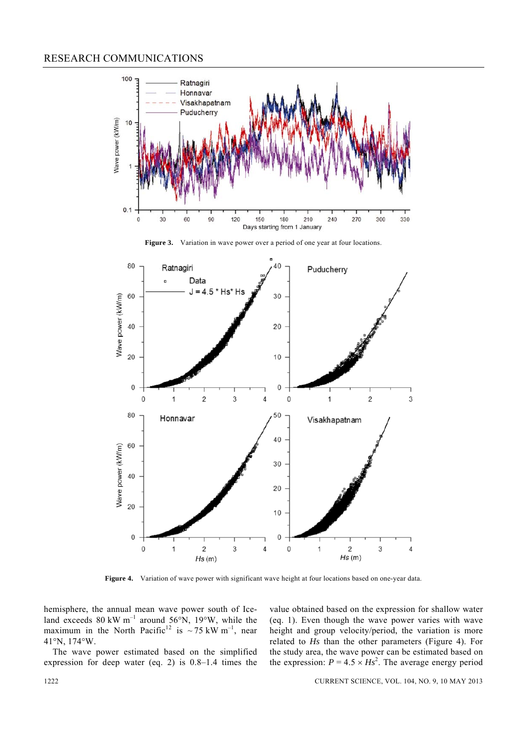Figure 3. Variation in wave power over a period of one year at four locations.

Figure 4. Variation of wave power with significant wave height at four locations based on one-year data.

hemisphere, the annual mean wave power south of Iceland exceeds 80 kW $m^{-1}$ around 56°N, 19°W, while the maximum in the North Pacific[12] is ~75 kW $m^{-1}$, near 41°N, 174°W.

The wave power estimated based on the simplified expression for deep water (eq. 2) is 0.8–1.4 times the value obtained based on the expression for shallow water (eq. 1). Even though the wave power varies with wave height and group velocity/period, the variation is more related to *Hs* than the other parameters (Figure 4). For the study area, the wave power can be estimated based on the expression: $P = 4.5 \times Hs^2$. The average energy period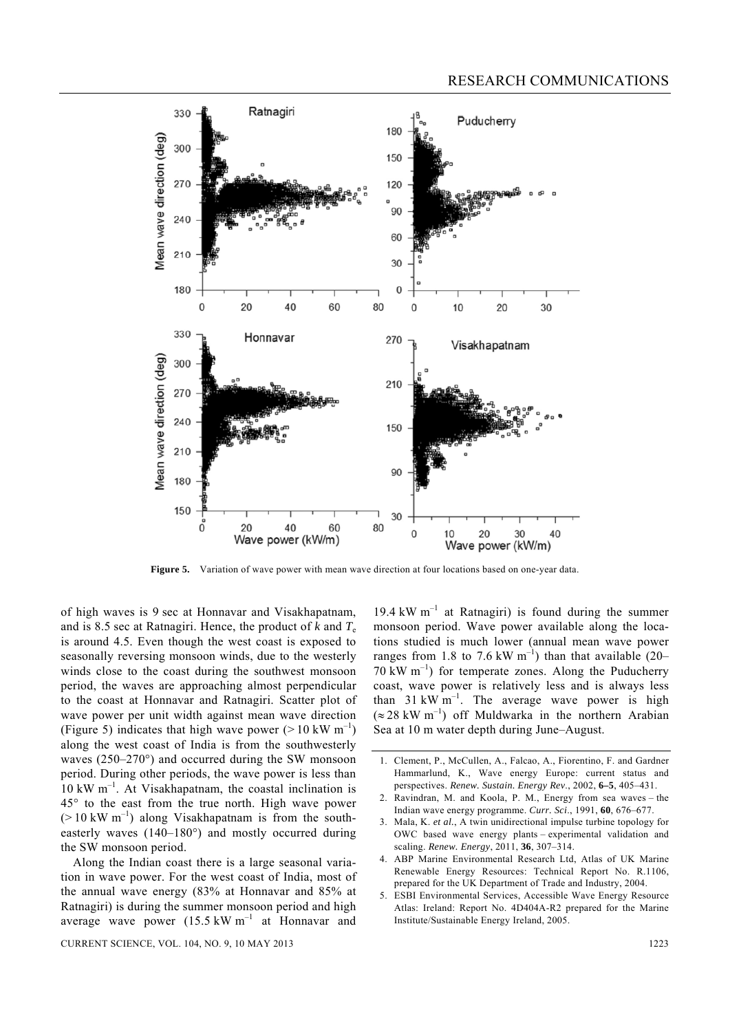**Figure 5.** Variation of wave power with mean wave direction at four locations based on one-year data.

of high waves is 9 sec at Honnavar and Visakhapatnam, and is 8.5 sec at Ratnagiri. Hence, the product of $k$ and $T_e$ is around 4.5. Even though the west coast is exposed to seasonally reversing monsoon winds, due to the westerly winds close to the coast during the southwest monsoon period, the waves are approaching almost perpendicular to the coast at Honnavar and Ratnagiri. Scatter plot of wave power per unit width against mean wave direction (Figure 5) indicates that high wave power ($> 10$ kW m$^{-1}$) along the west coast of India is from the southwesterly waves (250–270°) and occurred during the SW monsoon period. During other periods, the wave power is less than 10 kW m$^{-1}$. At Visakhapatnam, the coastal inclination is 45° to the east from the true north. High wave power ($> 10$ kW m$^{-1}$) along Visakhapatnam is from the southeasterly waves (140–180°) and mostly occurred during the SW monsoon period.

Along the Indian coast there is a large seasonal variation in wave power. For the west coast of India, most of the annual wave energy (83% at Honnavar and 85% at Ratnagiri) is during the summer monsoon period and high average wave power (15.5 kW m$^{-1}$ at Honnavar and 19.4 kW m$^{-1}$ at Ratnagiri) is found during the summer monsoon period. Wave power available along the locations studied is much lower (annual mean wave power ranges from 1.8 to 7.6 kW m$^{-1}$) than that available (20–70 kW m$^{-1}$) for temperate zones. Along the Puducherry coast, wave power is relatively less and is always less than 31 kW m$^{-1}$. The average wave power is high ($\approx 28$ kW m$^{-1}$) off Muldwarka in the northern Arabian Sea at 10 m water depth during June–August.

1. Clement, P., McCullen, A., Falcao, A., Fiorentino, F. and Gardner Hammarlund, K., Wave energy Europe: current status and perspectives. *Renew. Sustain. Energy Rev.*, 2002, **6–5**, 405–431.
2. Ravindran, M. and Koola, P. M., Energy from sea waves – the Indian wave energy programme. *Curr. Sci.*, 1991, **60**, 676–677.
3. Mala, K. *et al.*, A twin unidirectional impulse turbine topology for OWC based wave energy plants – experimental validation and scaling. *Renew. Energy*, 2011, **36**, 307–314.
4. ABP Marine Environmental Research Ltd, Atlas of UK Marine Renewable Energy Resources: Technical Report No. R.1106, prepared for the UK Department of Trade and Industry, 2004.
5. ESBI Environmental Services, Accessible Wave Energy Resource Atlas: Ireland: Report No. 4D404A-R2 prepared for the Marine Institute/Sustainable Energy Ireland, 2005.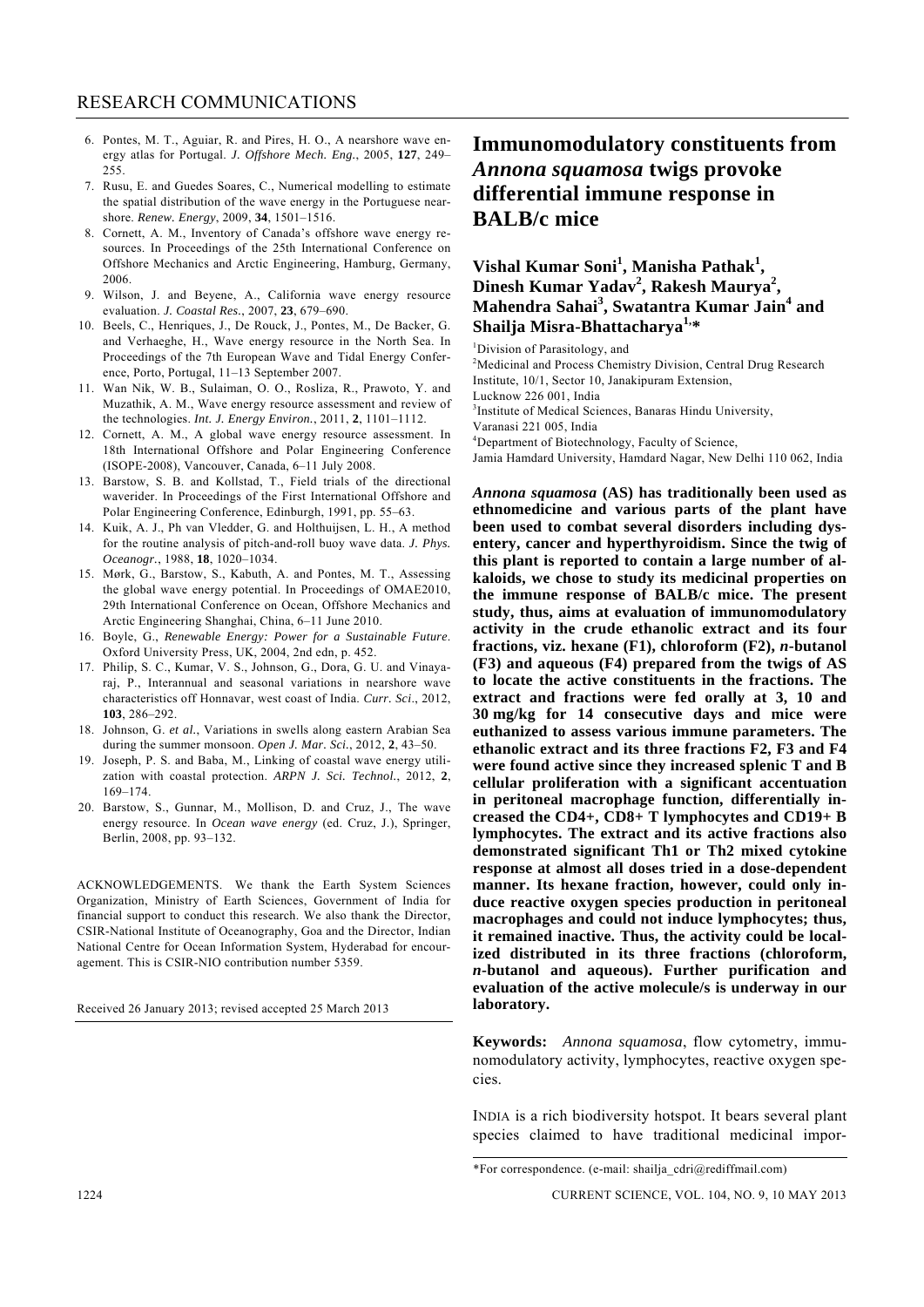6. Pontes, M. T., Aguiar, R. and Pires, H. O., A nearshore wave energy atlas for Portugal. *J. Offshore Mech. Eng.*, 2005, **127**, 249–255.
7. Rusu, E. and Guedes Soares, C., Numerical modelling to estimate the spatial distribution of the wave energy in the Portuguese nearshore. *Renew. Energy*, 2009, **34**, 1501–1516.
8. Cornett, A. M., Inventory of Canada's offshore wave energy resources. In Proceedings of the 25th International Conference on Offshore Mechanics and Arctic Engineering, Hamburg, Germany, 2006.
9. Wilson, J. and Beyene, A., California wave energy resource evaluation. *J. Coastal Res.*, 2007, **23**, 679–690.
10. Beels, C., Henriques, J., De Rouck, J., Pontes, M., De Backer, G. and Verhaeghe, H., Wave energy resource in the North Sea. In Proceedings of the 7th European Wave and Tidal Energy Conference, Porto, Portugal, 11–13 September 2007.
11. Wan Nik, W. B., Sulaiman, O. O., Rosliza, R., Prawoto, Y. and Muzathik, A. M., Wave energy resource assessment and review of the technologies. *Int. J. Energy Environ.*, 2011, **2**, 1101–1112.
12. Cornett, A. M., A global wave energy resource assessment. In 18th International Offshore and Polar Engineering Conference (ISOPE-2008), Vancouver, Canada, 6–11 July 2008.
13. Barstow, S. B. and Kollstad, T., Field trials of the directional waverider. In Proceedings of the First International Offshore and Polar Engineering Conference, Edinburgh, 1991, pp. 55–63.
14. Kuik, A. J., Ph van Vledder, G. and Holthuijsen, L. H., A method for the routine analysis of pitch-and-roll buoy wave data. *J. Phys. Oceanogr.*, 1988, **18**, 1020–1034.
15. Mørk, G., Barstow, S., Kabuth, A. and Pontes, M. T., Assessing the global wave energy potential. In Proceedings of OMAE2010, 29th International Conference on Ocean, Offshore Mechanics and Arctic Engineering Shanghai, China, 6–11 June 2010.
16. Boyle, G., *Renewable Energy: Power for a Sustainable Future*. Oxford University Press, UK, 2004, 2nd edn, p. 452.
17. Philip, S. C., Kumar, V. S., Johnson, G., Dora, G. U. and Vinayaraj, P., Interannual and seasonal variations in nearshore wave characteristics off Honnavar, west coast of India. *Curr. Sci*., 2012, **103**, 286–292.
18. Johnson, G. *et al.*, Variations in swells along eastern Arabian Sea during the summer monsoon. *Open J. Mar. Sci.*, 2012, **2**, 43–50.
19. Joseph, P. S. and Baba, M., Linking of coastal wave energy utilization with coastal protection. *ARPN J. Sci. Technol.*, 2012, **2**, 169–174.
20. Barstow, S., Gunnar, M., Mollison, D. and Cruz, J., The wave energy resource. In *Ocean wave energy* (ed. Cruz, J.), Springer, Berlin, 2008, pp. 93–132.

ACKNOWLEDGEMENTS. We thank the Earth System Sciences Organization, Ministry of Earth Sciences, Government of India for financial support to conduct this research. We also thank the Director, CSIR-National Institute of Oceanography, Goa and the Director, Indian National Centre for Ocean Information System, Hyderabad for encouragement. This is CSIR-NIO contribution number 5359.

Received 26 January 2013; revised accepted 25 March 2013

# Immunomodulatory constituents from *Annona squamosa* twigs provoke differential immune response in BALB/c mice

**Vishal Kumar Soni[1], Manisha Pathak[1], Dinesh Kumar Yadav[2], Rakesh Maurya[2], Mahendra Sahai[3], Swatantra Kumar Jain[4] and Shailja Misra-Bhattacharya[1,*]**

[1]Division of Parasitology, and
[2]Medicinal and Process Chemistry Division, Central Drug Research Institute, 10/1, Sector 10, Janakipuram Extension, Lucknow 226 001, India
[3]Institute of Medical Sciences, Banaras Hindu University, Varanasi 221 005, India
[4]Department of Biotechnology, Faculty of Science, Jamia Hamdard University, Hamdard Nagar, New Delhi 110 062, India

***Annona squamosa* (AS) has traditionally been used as ethnomedicine and various parts of the plant have been used to combat several disorders including dysentery, cancer and hyperthyroidism. Since the twig of this plant is reported to contain a large number of alkaloids, we chose to study its medicinal properties on the immune response of BALB/c mice. The present study, thus, aims at evaluation of immunomodulatory activity in the crude ethanolic extract and its four fractions, viz. hexane (F1), chloroform (F2), *n*-butanol (F3) and aqueous (F4) prepared from the twigs of AS to locate the active constituents in the fractions. The extract and fractions were fed orally at 3, 10 and 30 mg/kg for 14 consecutive days and mice were euthanized to assess various immune parameters. The ethanolic extract and its three fractions F2, F3 and F4 were found active since they increased splenic T and B cellular proliferation with a significant accentuation in peritoneal macrophage function, differentially increased the CD4+, CD8+ T lymphocytes and CD19+ B lymphocytes. The extract and its active fractions also demonstrated significant Th1 or Th2 mixed cytokine response at almost all doses tried in a dose-dependent manner. Its hexane fraction, however, could only induce reactive oxygen species production in peritoneal macrophages and could not induce lymphocytes; thus, it remained inactive. Thus, the activity could be localized distributed in its three fractions (chloroform, *n*-butanol and aqueous). Further purification and evaluation of the active molecule/s is underway in our laboratory.**

**Keywords:** *Annona squamosa*, flow cytometry, immunomodulatory activity, lymphocytes, reactive oxygen species.

INDIA is a rich biodiversity hotspot. It bears several plant species claimed to have traditional medicinal impor-

*For correspondence. (e-mail: shailja_cdri@rediffmail.com)